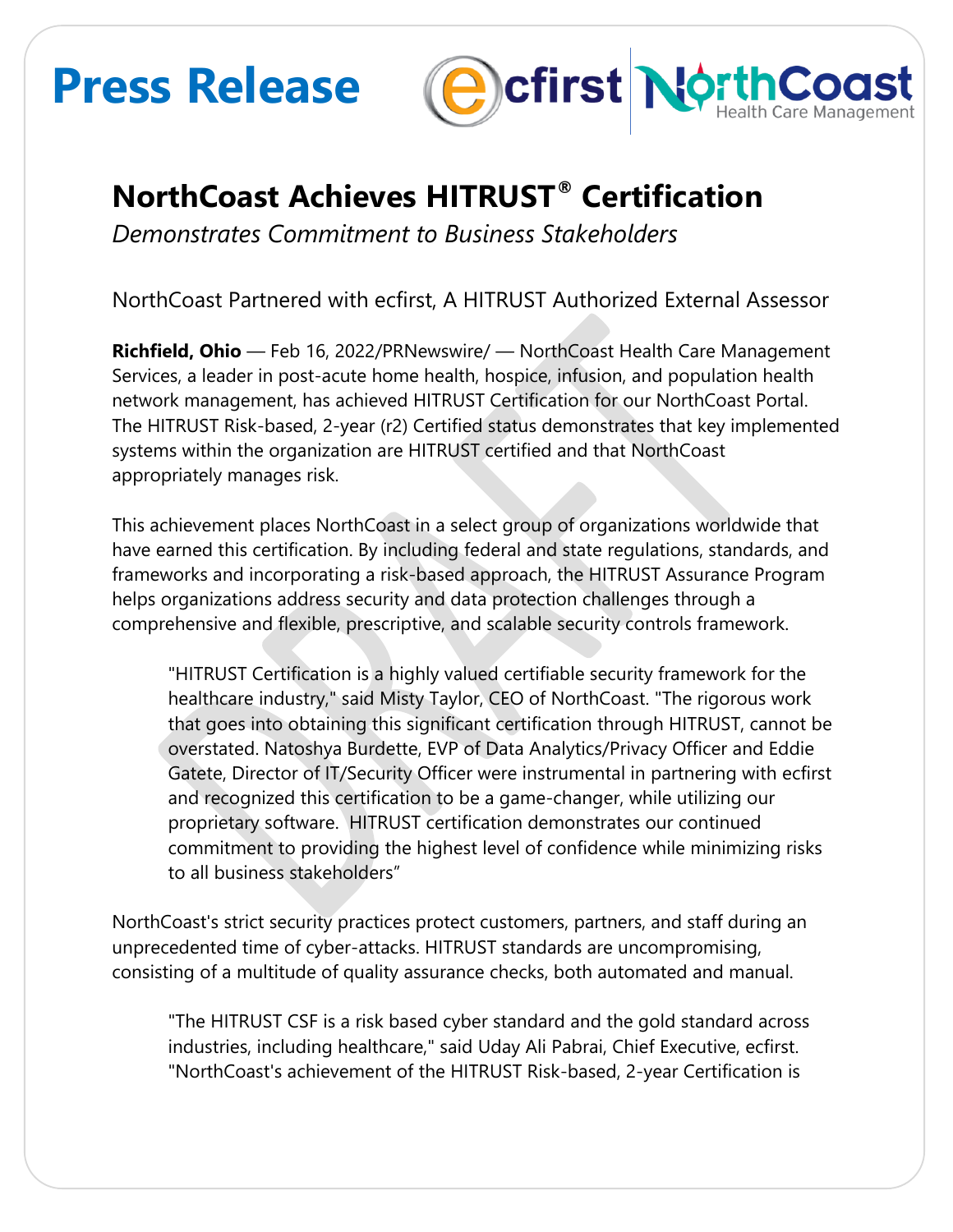# Press Release

## NorthCoast Achieves HITRUST® Certification

*Demonstrates Commitment to Business Stakeholders*

NorthCoast Partnered with ecfirst, A HITRUST Authorized External Assessor

**Richfield, Ohio** — Feb 16, 2022/PRNewswire/ — NorthCoast Health Care Management Services, a leader in post-acute home health, hospice, infusion, and population health network management, has achieved HITRUST Certification for our NorthCoast Portal. The HITRUST Risk-based, 2-year (r2) Certified status demonstrates that key implemented systems within the organization are HITRUST certified and that NorthCoast appropriately manages risk.

This achievement places NorthCoast in a select group of organizations worldwide that have earned this certification. By including federal and state regulations, standards, and frameworks and incorporating a risk-based approach, the HITRUST Assurance Program helps organizations address security and data protection challenges through a comprehensive and flexible, prescriptive, and scalable security controls framework.

> "HITRUST Certification is a highly valued certifiable security framework for the healthcare industry," said Misty Taylor, CEO of NorthCoast. "The rigorous work that goes into obtaining this significant certification through HITRUST, cannot be overstated. Natoshya Burdette, EVP of Data Analytics/Privacy Officer and Eddie Gatete, Director of IT/Security Officer were instrumental in partnering with ecfirst and recognized this certification to be a game-changer, while utilizing our proprietary software. HITRUST certification demonstrates our continued commitment to providing the highest level of confidence while minimizing risks to all business stakeholders"

NorthCoast's strict security practices protect customers, partners, and staff during an unprecedented time of cyber-attacks. HITRUST standards are uncompromising, consisting of a multitude of quality assurance checks, both automated and manual.

> "The HITRUST CSF is a risk based cyber standard and the gold standard across industries, including healthcare," said Uday Ali Pabrai, Chief Executive, ecfirst. "NorthCoast's achievement of the HITRUST Risk-based, 2-year Certification is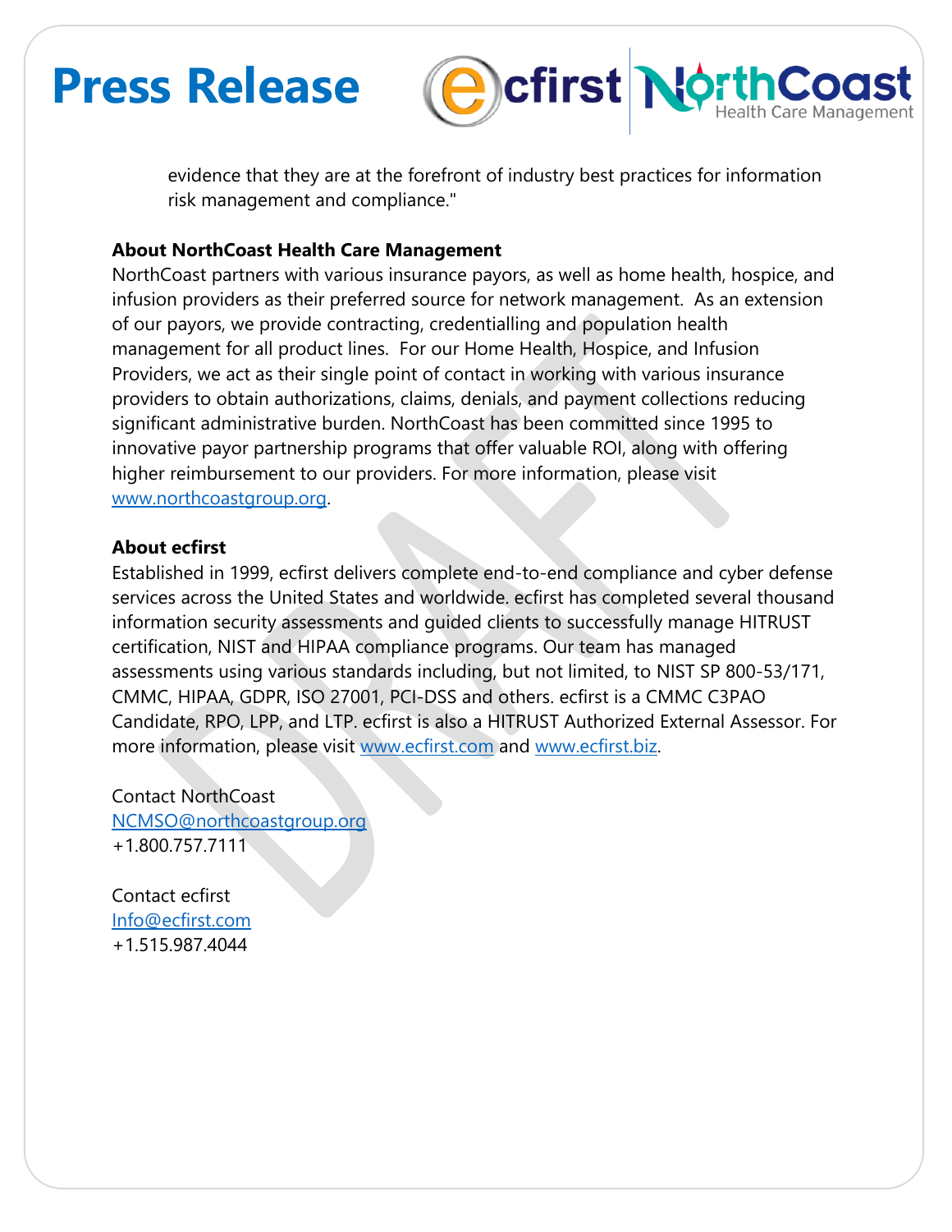evidence that they are at the forefront of industry best practices for information risk management and compliance."

**About NorthCoast Health Care Management**

NorthCoast partners with various insurance payors, as well as home health, hospice, and infusion providers as their preferred source for network management. As an extension of our payors, we provide contracting, credentialling and population health management for all product lines. For our Home Health, Hospice, and Infusion Providers, we act as their single point of contact in working with various insurance providers to obtain authorizations, claims, denials, and payment collections reducing significant administrative burden. NorthCoast has been committed since 1995 to innovative payor partnership programs that offer valuable ROI, along with offering higher reimbursement to our providers. For more information, please visit [www.northcoastgroup.org](http://www.northcoastgroup.org).

**About ecfirst**

Established in 1999, ecfirst delivers complete end-to-end compliance and cyber defense services across the United States and worldwide. ecfirst has completed several thousand information security assessments and guided clients to successfully manage HITRUST certification, NIST and HIPAA compliance programs. Our team has managed assessments using various standards including, but not limited, to NIST SP 800-53/171, CMMC, HIPAA, GDPR, ISO 27001, PCI-DSS and others. ecfirst is a CMMC C3PAO Candidate, RPO, LPP, and LTP. ecfirst is also a HITRUST Authorized External Assessor. For more information, please visit [www.ecfirst.com](http://www.ecfirst.com) and [www.ecfirst.biz](http://www.ecfirst.biz).

Contact NorthCoast
[NCMSO@northcoastgroup.org](mailto:NCMSO@northcoastgroup.org)
+1.800.757.7111

Contact ecfirst
[Info@ecfirst.com](mailto:Info@ecfirst.com)
+1.515.987.4044